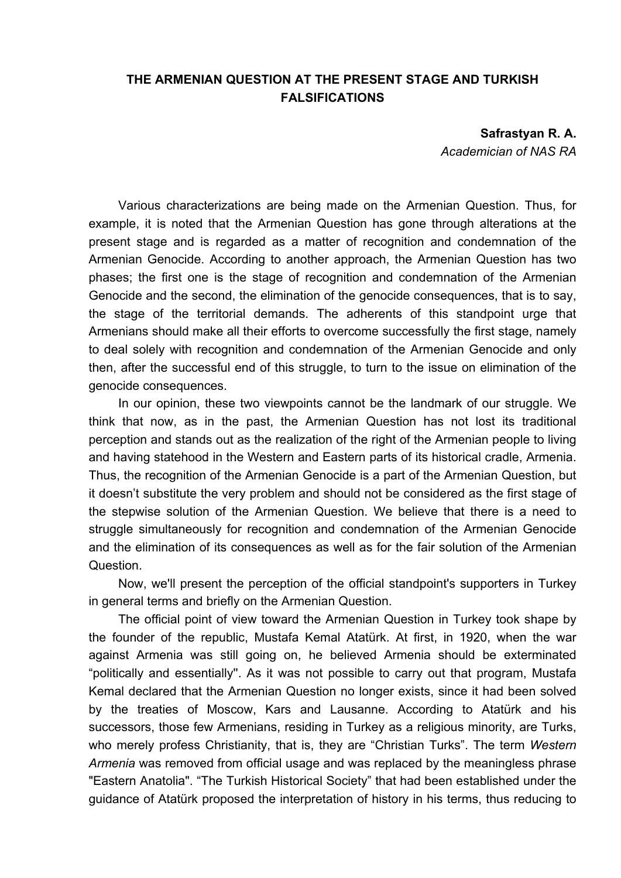# THE ARMENIAN QUESTION AT THE PRESENT STAGE AND TURKISH FALSIFICATIONS

**Safrastyan R. A.**
*Academician of NAS RA*

Various characterizations are being made on the Armenian Question. Thus, for example, it is noted that the Armenian Question has gone through alterations at the present stage and is regarded as a matter of recognition and condemnation of the Armenian Genocide. According to another approach, the Armenian Question has two phases; the first one is the stage of recognition and condemnation of the Armenian Genocide and the second, the elimination of the genocide consequences, that is to say, the stage of the territorial demands. The adherents of this standpoint urge that Armenians should make all their efforts to overcome successfully the first stage, namely to deal solely with recognition and condemnation of the Armenian Genocide and only then, after the successful end of this struggle, to turn to the issue on elimination of the genocide consequences.

In our opinion, these two viewpoints cannot be the landmark of our struggle. We think that now, as in the past, the Armenian Question has not lost its traditional perception and stands out as the realization of the right of the Armenian people to living and having statehood in the Western and Eastern parts of its historical cradle, Armenia. Thus, the recognition of the Armenian Genocide is a part of the Armenian Question, but it doesn't substitute the very problem and should not be considered as the first stage of the stepwise solution of the Armenian Question. We believe that there is a need to struggle simultaneously for recognition and condemnation of the Armenian Genocide and the elimination of its consequences as well as for the fair solution of the Armenian Question.

Now, we'll present the perception of the official standpoint's supporters in Turkey in general terms and briefly on the Armenian Question.

The official point of view toward the Armenian Question in Turkey took shape by the founder of the republic, Mustafa Kemal Atatürk. At first, in 1920, when the war against Armenia was still going on, he believed Armenia should be exterminated "politically and essentially". As it was not possible to carry out that program, Mustafa Kemal declared that the Armenian Question no longer exists, since it had been solved by the treaties of Moscow, Kars and Lausanne. According to Atatürk and his successors, those few Armenians, residing in Turkey as a religious minority, are Turks, who merely profess Christianity, that is, they are "Christian Turks". The term *Western Armenia* was removed from official usage and was replaced by the meaningless phrase "Eastern Anatolia". "The Turkish Historical Society" that had been established under the guidance of Atatürk proposed the interpretation of history in his terms, thus reducing to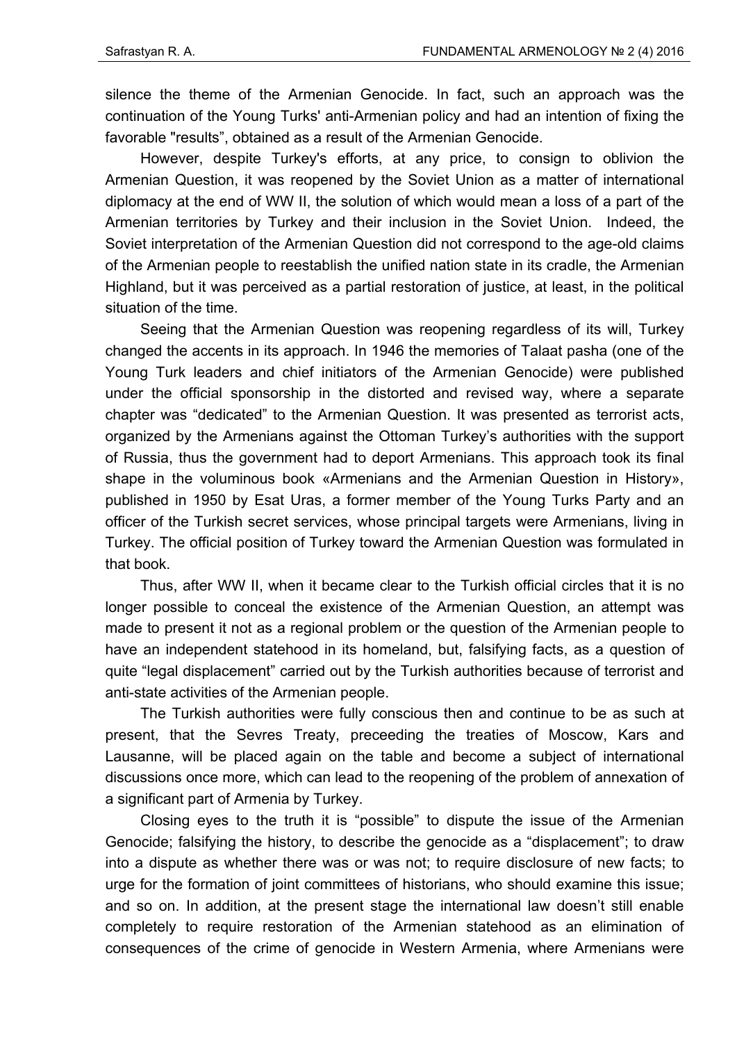silence the theme of the Armenian Genocide. In fact, such an approach was the continuation of the Young Turks' anti-Armenian policy and had an intention of fixing the favorable "results", obtained as a result of the Armenian Genocide.

However, despite Turkey's efforts, at any price, to consign to oblivion the Armenian Question, it was reopened by the Soviet Union as a matter of international diplomacy at the end of WW II, the solution of which would mean a loss of a part of the Armenian territories by Turkey and their inclusion in the Soviet Union. Indeed, the Soviet interpretation of the Armenian Question did not correspond to the age-old claims of the Armenian people to reestablish the unified nation state in its cradle, the Armenian Highland, but it was perceived as a partial restoration of justice, at least, in the political situation of the time.

Seeing that the Armenian Question was reopening regardless of its will, Turkey changed the accents in its approach. In 1946 the memories of Talaat pasha (one of the Young Turk leaders and chief initiators of the Armenian Genocide) were published under the official sponsorship in the distorted and revised way, where a separate chapter was "dedicated" to the Armenian Question. It was presented as terrorist acts, organized by the Armenians against the Ottoman Turkey's authorities with the support of Russia, thus the government had to deport Armenians. This approach took its final shape in the voluminous book «Armenians and the Armenian Question in History», published in 1950 by Esat Uras, a former member of the Young Turks Party and an officer of the Turkish secret services, whose principal targets were Armenians, living in Turkey. The official position of Turkey toward the Armenian Question was formulated in that book.

Thus, after WW II, when it became clear to the Turkish official circles that it is no longer possible to conceal the existence of the Armenian Question, an attempt was made to present it not as a regional problem or the question of the Armenian people to have an independent statehood in its homeland, but, falsifying facts, as a question of quite "legal displacement" carried out by the Turkish authorities because of terrorist and anti-state activities of the Armenian people.

The Turkish authorities were fully conscious then and continue to be as such at present, that the Sevres Treaty, preceeding the treaties of Moscow, Kars and Lausanne, will be placed again on the table and become a subject of international discussions once more, which can lead to the reopening of the problem of annexation of a significant part of Armenia by Turkey.

Closing eyes to the truth it is "possible" to dispute the issue of the Armenian Genocide; falsifying the history, to describe the genocide as a "displacement"; to draw into a dispute as whether there was or was not; to require disclosure of new facts; to urge for the formation of joint committees of historians, who should examine this issue; and so on. In addition, at the present stage the international law doesn't still enable completely to require restoration of the Armenian statehood as an elimination of consequences of the crime of genocide in Western Armenia, where Armenians were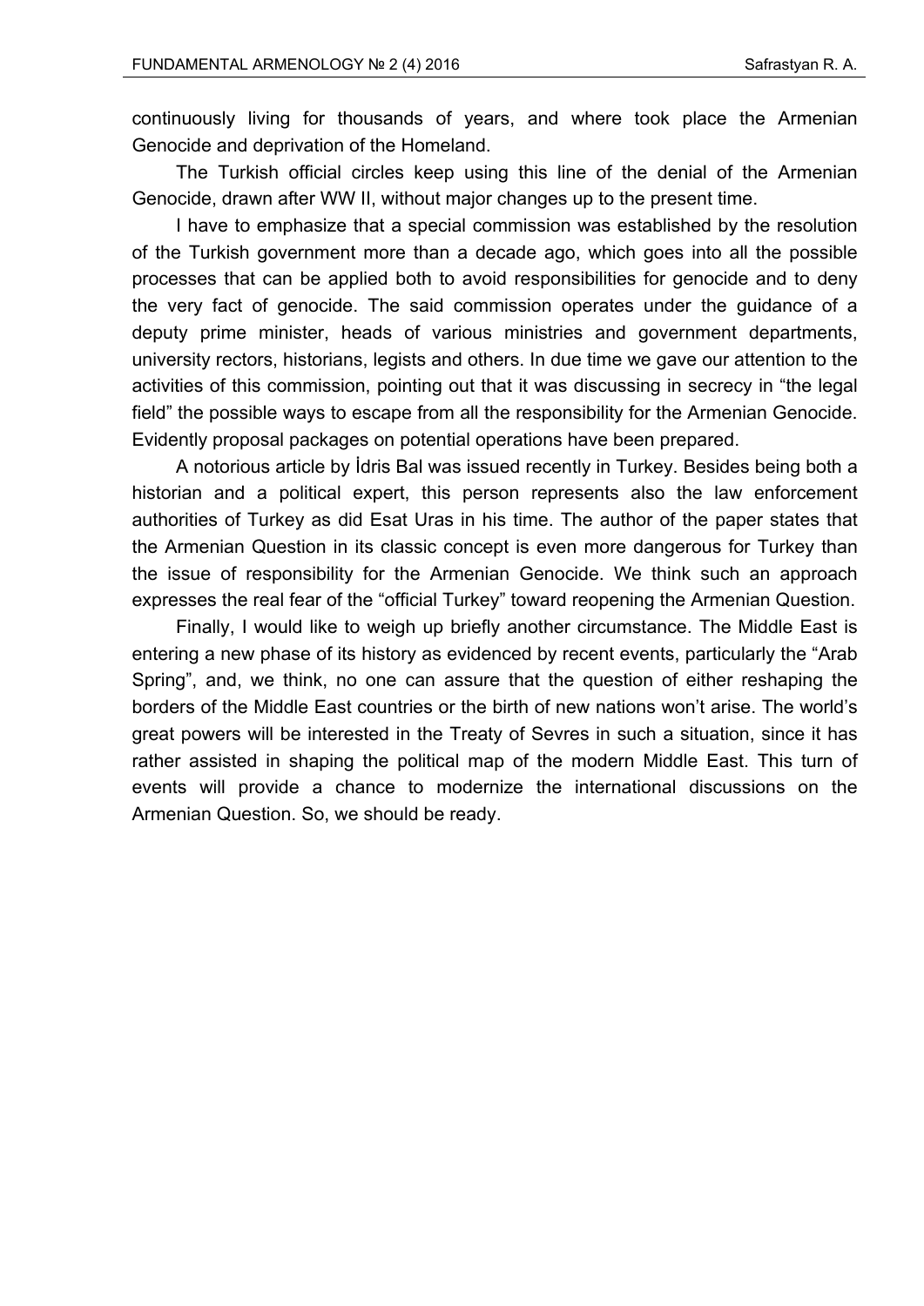continuously living for thousands of years, and where took place the Armenian Genocide and deprivation of the Homeland.

The Turkish official circles keep using this line of the denial of the Armenian Genocide, drawn after WW II, without major changes up to the present time.

I have to emphasize that a special commission was established by the resolution of the Turkish government more than a decade ago, which goes into all the possible processes that can be applied both to avoid responsibilities for genocide and to deny the very fact of genocide. The said commission operates under the guidance of a deputy prime minister, heads of various ministries and government departments, university rectors, historians, legists and others. In due time we gave our attention to the activities of this commission, pointing out that it was discussing in secrecy in "the legal field" the possible ways to escape from all the responsibility for the Armenian Genocide. Evidently proposal packages on potential operations have been prepared.

A notorious article by İdris Bal was issued recently in Turkey. Besides being both a historian and a political expert, this person represents also the law enforcement authorities of Turkey as did Esat Uras in his time. The author of the paper states that the Armenian Question in its classic concept is even more dangerous for Turkey than the issue of responsibility for the Armenian Genocide. We think such an approach expresses the real fear of the "official Turkey" toward reopening the Armenian Question.

Finally, I would like to weigh up briefly another circumstance. The Middle East is entering a new phase of its history as evidenced by recent events, particularly the "Arab Spring", and, we think, no one can assure that the question of either reshaping the borders of the Middle East countries or the birth of new nations won't arise. The world's great powers will be interested in the Treaty of Sevres in such a situation, since it has rather assisted in shaping the political map of the modern Middle East. This turn of events will provide a chance to modernize the international discussions on the Armenian Question. So, we should be ready.